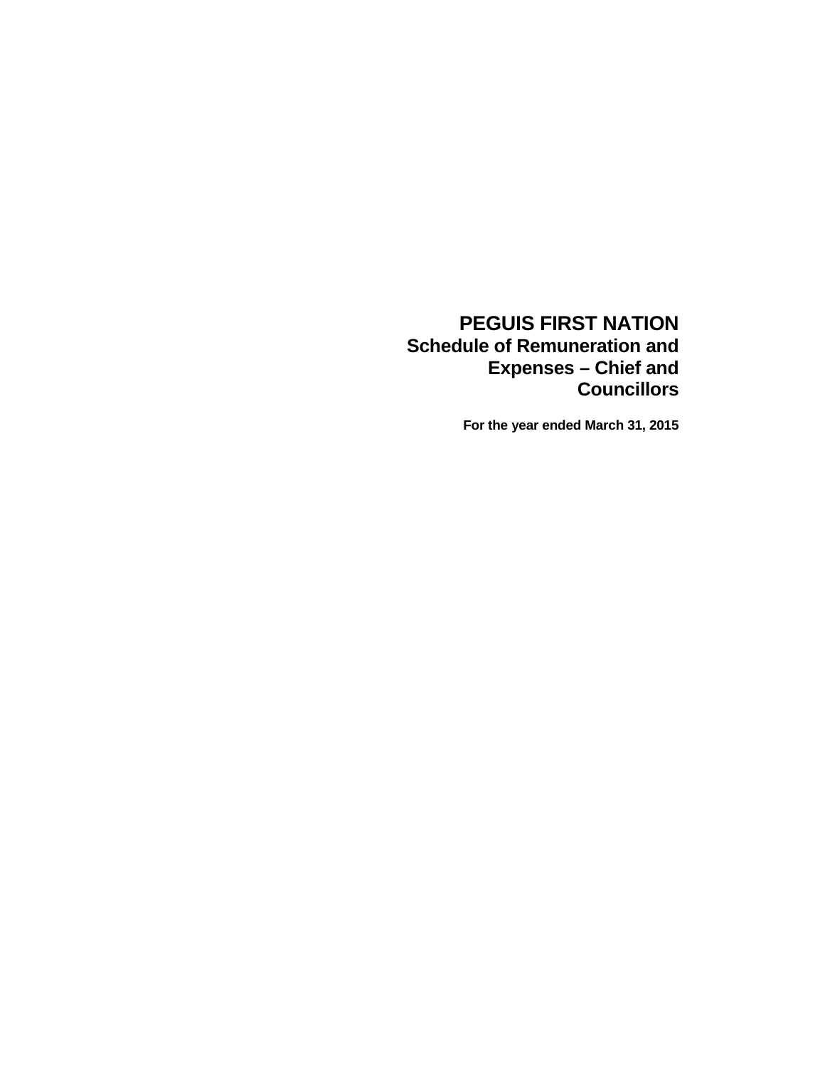# PEGUIS FIRST NATION

## Schedule of Remuneration and Expenses – Chief and Councillors

**For the year ended March 31, 2015**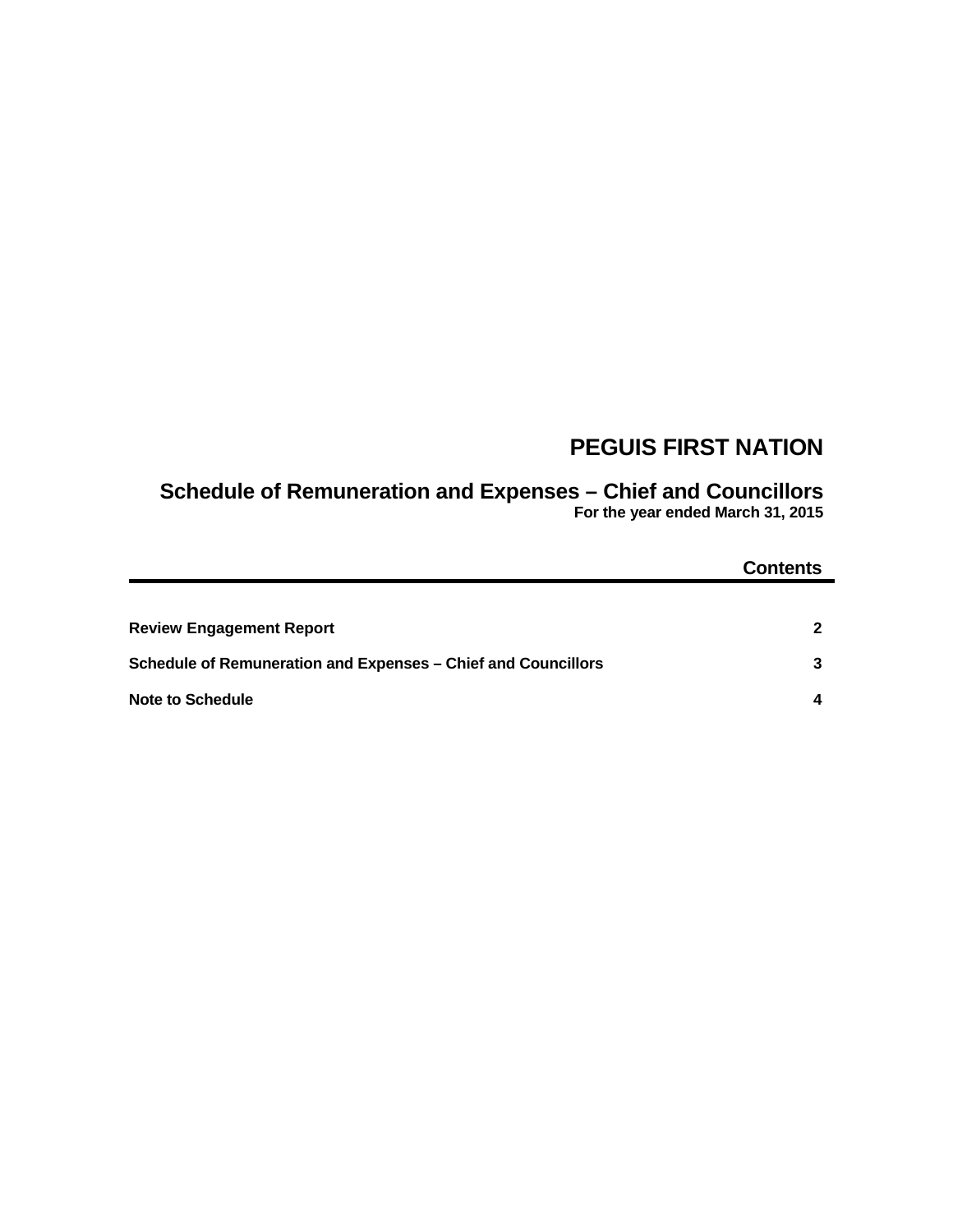# PEGUIS FIRST NATION

## Schedule of Remuneration and Expenses – Chief and Councillors

**For the year ended March 31, 2015**

### Contents

| | |
|---|---|
| **Review Engagement Report** | **2** |
| **Schedule of Remuneration and Expenses – Chief and Councillors** | **3** |
| **Note to Schedule** | **4** |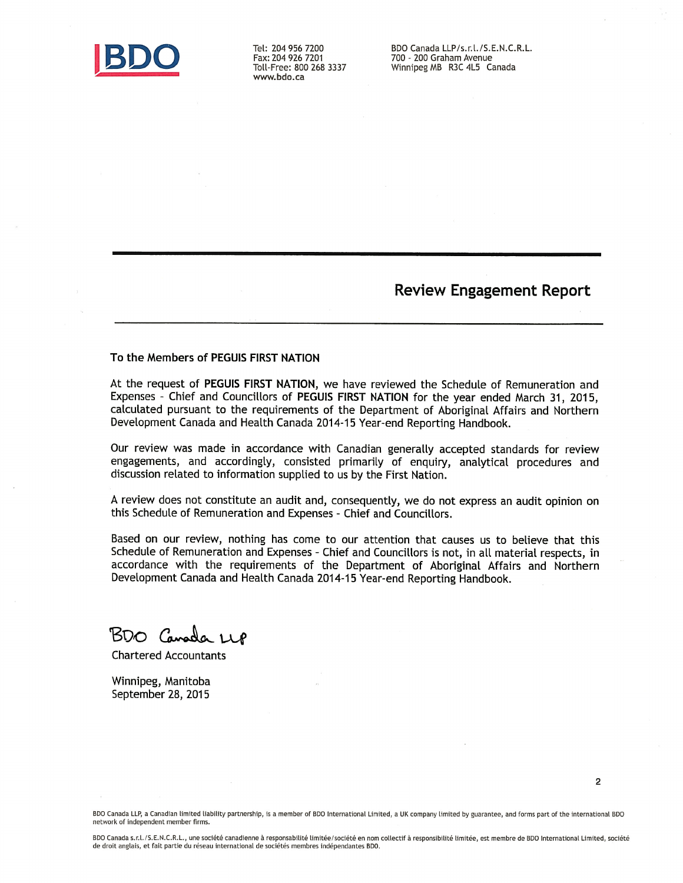BDO

Tel: 204 956 7200
Fax: 204 926 7201
Toll-Free: 800 268 3337
www.bdo.ca

BDO Canada LLP/s.r.l./S.E.N.C.R.L.
700 - 200 Graham Avenue
Winnipeg MB R3C 4L5 Canada

# Review Engagement Report

To the Members of **PEGUIS FIRST NATION**

At the request of **PEGUIS FIRST NATION**, we have reviewed the Schedule of Remuneration and Expenses - Chief and Councillors of **PEGUIS FIRST NATION** for the year ended March 31, 2015, calculated pursuant to the requirements of the Department of Aboriginal Affairs and Northern Development Canada and Health Canada 2014-15 Year-end Reporting Handbook.

Our review was made in accordance with Canadian generally accepted standards for review engagements, and accordingly, consisted primarily of enquiry, analytical procedures and discussion related to information supplied to us by the First Nation.

A review does not constitute an audit and, consequently, we do not express an audit opinion on this Schedule of Remuneration and Expenses - Chief and Councillors.

Based on our review, nothing has come to our attention that causes us to believe that this Schedule of Remuneration and Expenses - Chief and Councillors is not, in all material respects, in accordance with the requirements of the Department of Aboriginal Affairs and Northern Development Canada and Health Canada 2014-15 Year-end Reporting Handbook.

BDO Canada LLP

Chartered Accountants

Winnipeg, Manitoba
September 28, 2015

BDO Canada LLP, a Canadian limited liability partnership, is a member of BDO International Limited, a UK company limited by guarantee, and forms part of the international BDO network of independent member firms.

BDO Canada s.r.l./S.E.N.C.R.L., une société canadienne à responsabilité limitée/société en nom collectif à responsibilité limitée, est membre de BDO International Limited, société de droit anglais, et fait partie du réseau international de sociétés membres indépendantes BDO.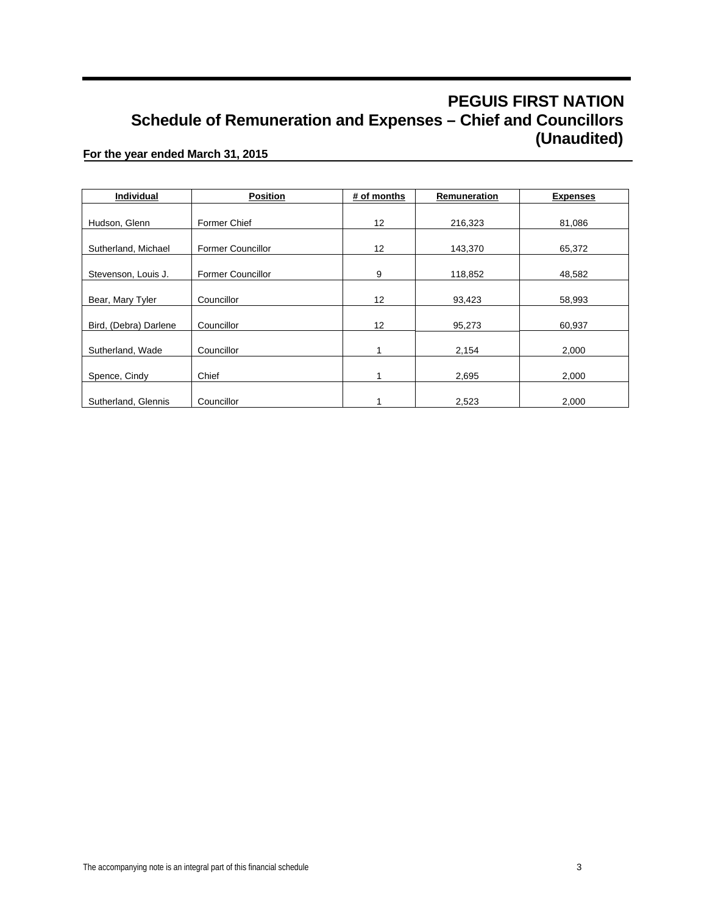# PEGUIS FIRST NATION
## Schedule of Remuneration and Expenses – Chief and Councillors (Unaudited)

**For the year ended March 31, 2015**

| Individual | Position | # of months | Remuneration | Expenses |
|---|---|---|---|---|
| Hudson, Glenn | Former Chief | 12 | 216,323 | 81,086 |
| Sutherland, Michael | Former Councillor | 12 | 143,370 | 65,372 |
| Stevenson, Louis J. | Former Councillor | 9 | 118,852 | 48,582 |
| Bear, Mary Tyler | Councillor | 12 | 93,423 | 58,993 |
| Bird, (Debra) Darlene | Councillor | 12 | 95,273 | 60,937 |
| Sutherland, Wade | Councillor | 1 | 2,154 | 2,000 |
| Spence, Cindy | Chief | 1 | 2,695 | 2,000 |
| Sutherland, Glennis | Councillor | 1 | 2,523 | 2,000 |

The accompanying note is an integral part of this financial schedule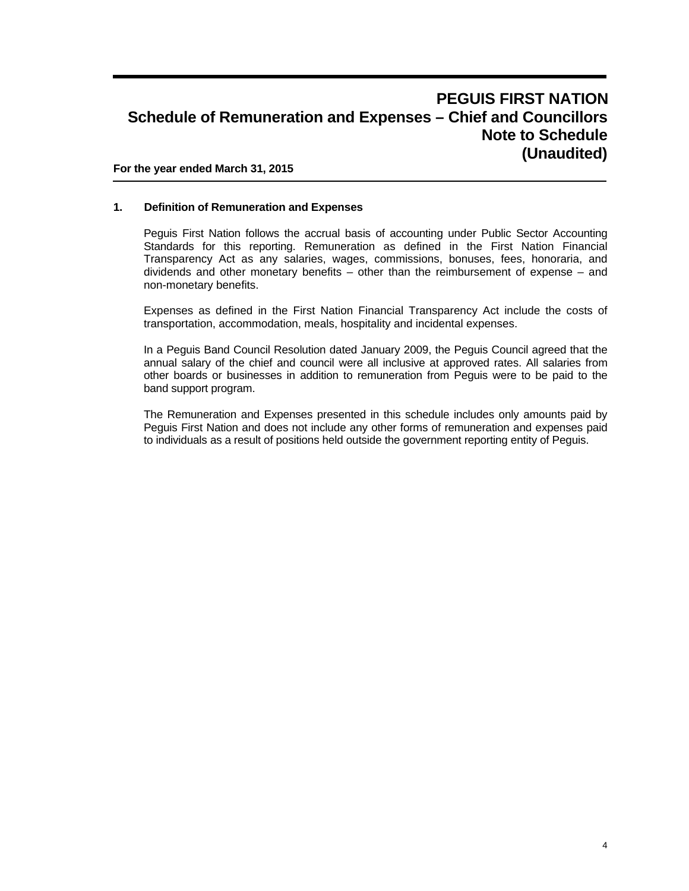# PEGUIS FIRST NATION
## Schedule of Remuneration and Expenses – Chief and Councillors
## Note to Schedule
## (Unaudited)

**For the year ended March 31, 2015**

### 1. Definition of Remuneration and Expenses

Peguis First Nation follows the accrual basis of accounting under Public Sector Accounting Standards for this reporting. Remuneration as defined in the First Nation Financial Transparency Act as any salaries, wages, commissions, bonuses, fees, honoraria, and dividends and other monetary benefits – other than the reimbursement of expense – and non-monetary benefits.

Expenses as defined in the First Nation Financial Transparency Act include the costs of transportation, accommodation, meals, hospitality and incidental expenses.

In a Peguis Band Council Resolution dated January 2009, the Peguis Council agreed that the annual salary of the chief and council were all inclusive at approved rates. All salaries from other boards or businesses in addition to remuneration from Peguis were to be paid to the band support program.

The Remuneration and Expenses presented in this schedule includes only amounts paid by Peguis First Nation and does not include any other forms of remuneration and expenses paid to individuals as a result of positions held outside the government reporting entity of Peguis.